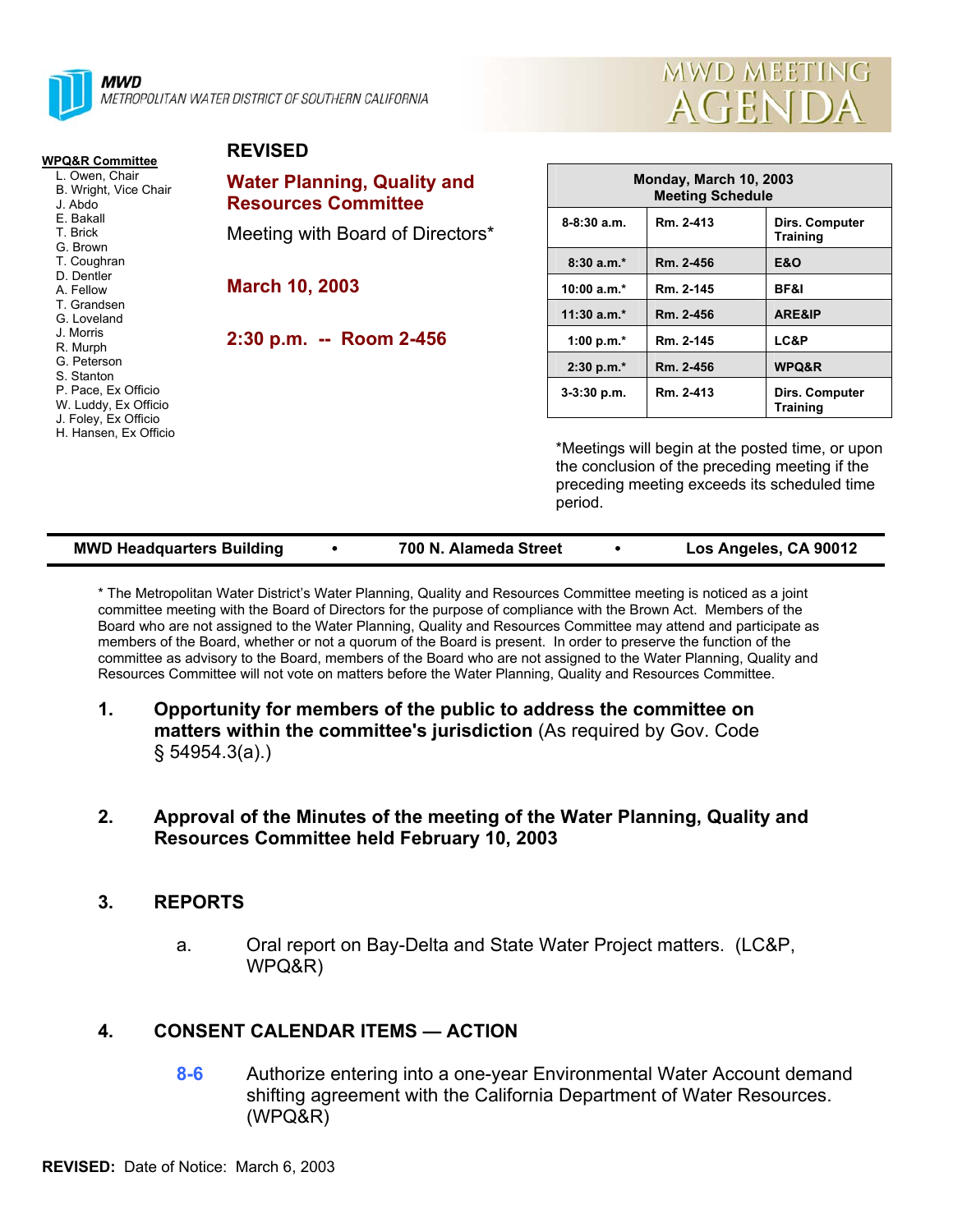**MWD**
METROPOLITAN WATER DISTRICT OF SOUTHERN CALIFORNIA

# MWD MEETING AGENDA

**WPQ&R Committee**
- L. Owen, Chair
- B. Wright, Vice Chair
- J. Abdo
- E. Bakall
- T. Brick
- G. Brown
- T. Coughran
- D. Dentler
- A. Fellow
- T. Grandsen
- G. Loveland
- J. Morris
- R. Murph
- G. Peterson
- S. Stanton
- P. Pace, Ex Officio
- W. Luddy, Ex Officio
- J. Foley, Ex Officio
- H. Hansen, Ex Officio

**REVISED**

## Water Planning, Quality and Resources Committee

Meeting with Board of Directors*

**March 10, 2003**

**2:30 p.m. -- Room 2-456**

| Monday, March 10, 2003 Meeting Schedule | | |
|---|---|---|
| 8-8:30 a.m. | Rm. 2-413 | Dirs. Computer Training |
| 8:30 a.m.* | Rm. 2-456 | E&O |
| 10:00 a.m.* | Rm. 2-145 | BF&I |
| 11:30 a.m.* | Rm. 2-456 | ARE&IP |
| 1:00 p.m.* | Rm. 2-145 | LC&P |
| 2:30 p.m.* | Rm. 2-456 | WPQ&R |
| 3-3:30 p.m. | Rm. 2-413 | Dirs. Computer Training |

*Meetings will begin at the posted time, or upon the conclusion of the preceding meeting if the preceding meeting exceeds its scheduled time period.

**MWD Headquarters Building • 700 N. Alameda Street • Los Angeles, CA 90012**

* The Metropolitan Water District's Water Planning, Quality and Resources Committee meeting is noticed as a joint committee meeting with the Board of Directors for the purpose of compliance with the Brown Act. Members of the Board who are not assigned to the Water Planning, Quality and Resources Committee may attend and participate as members of the Board, whether or not a quorum of the Board is present. In order to preserve the function of the committee as advisory to the Board, members of the Board who are not assigned to the Water Planning, Quality and Resources Committee will not vote on matters before the Water Planning, Quality and Resources Committee.

1. **Opportunity for members of the public to address the committee on matters within the committee's jurisdiction** (As required by Gov. Code § 54954.3(a).)

2. **Approval of the Minutes of the meeting of the Water Planning, Quality and Resources Committee held February 10, 2003**

3. **REPORTS**

   a. Oral report on Bay-Delta and State Water Project matters. (LC&P, WPQ&R)

4. **CONSENT CALENDAR ITEMS — ACTION**

   **8-6** Authorize entering into a one-year Environmental Water Account demand shifting agreement with the California Department of Water Resources. (WPQ&R)

**REVISED:** Date of Notice: March 6, 2003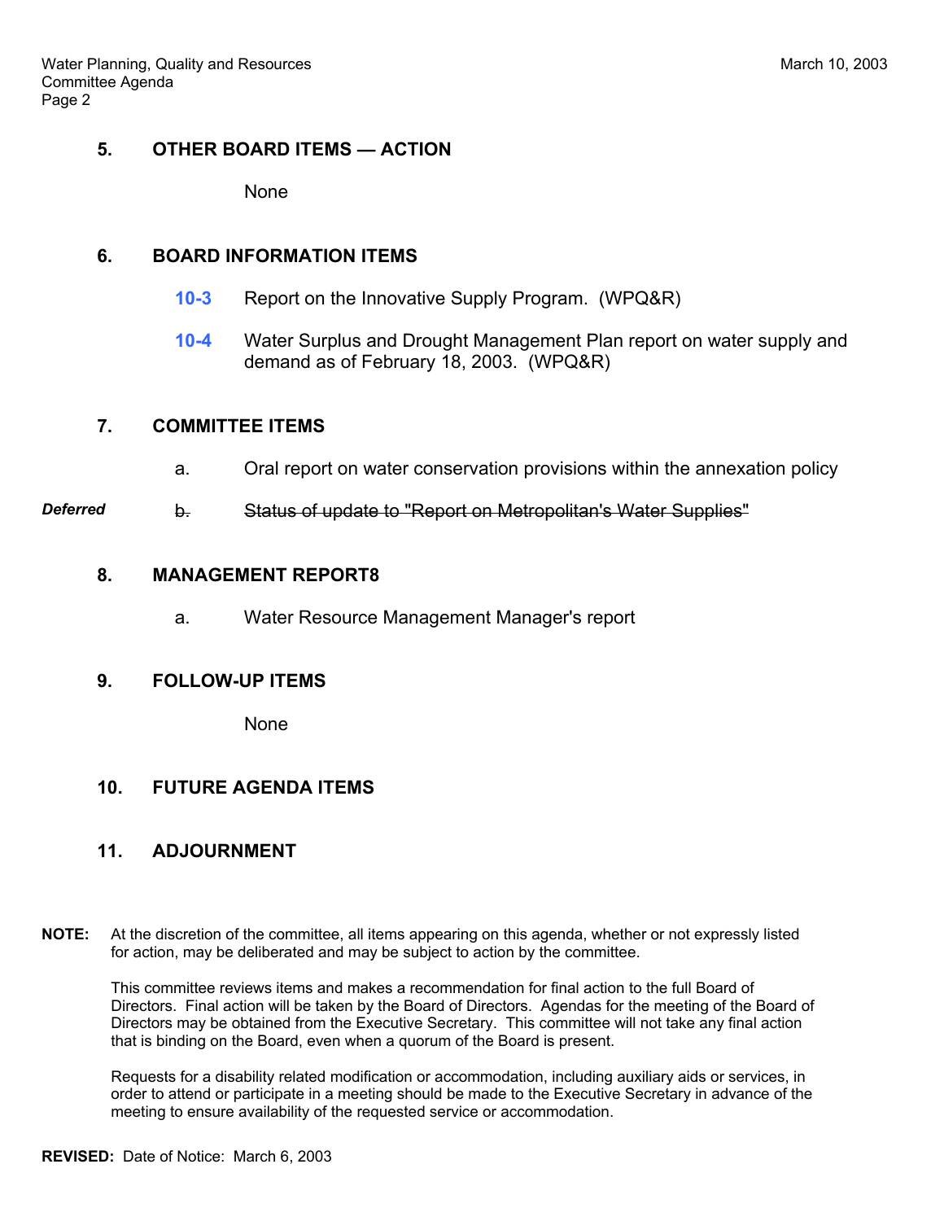## 5. OTHER BOARD ITEMS — ACTION

None

## 6. BOARD INFORMATION ITEMS

**10-3** Report on the Innovative Supply Program. (WPQ&R)

**10-4** Water Surplus and Drought Management Plan report on water supply and demand as of February 18, 2003. (WPQ&R)

## 7. COMMITTEE ITEMS

a. Oral report on water conservation provisions within the annexation policy

*Deferred* ~~b. Status of update to "Report on Metropolitan's Water Supplies"~~

## 8. MANAGEMENT REPORT8

a. Water Resource Management Manager's report

## 9. FOLLOW-UP ITEMS

None

## 10. FUTURE AGENDA ITEMS

## 11. ADJOURNMENT

**NOTE:** At the discretion of the committee, all items appearing on this agenda, whether or not expressly listed for action, may be deliberated and may be subject to action by the committee.

This committee reviews items and makes a recommendation for final action to the full Board of Directors. Final action will be taken by the Board of Directors. Agendas for the meeting of the Board of Directors may be obtained from the Executive Secretary. This committee will not take any final action that is binding on the Board, even when a quorum of the Board is present.

Requests for a disability related modification or accommodation, including auxiliary aids or services, in order to attend or participate in a meeting should be made to the Executive Secretary in advance of the meeting to ensure availability of the requested service or accommodation.

**REVISED:** Date of Notice: March 6, 2003